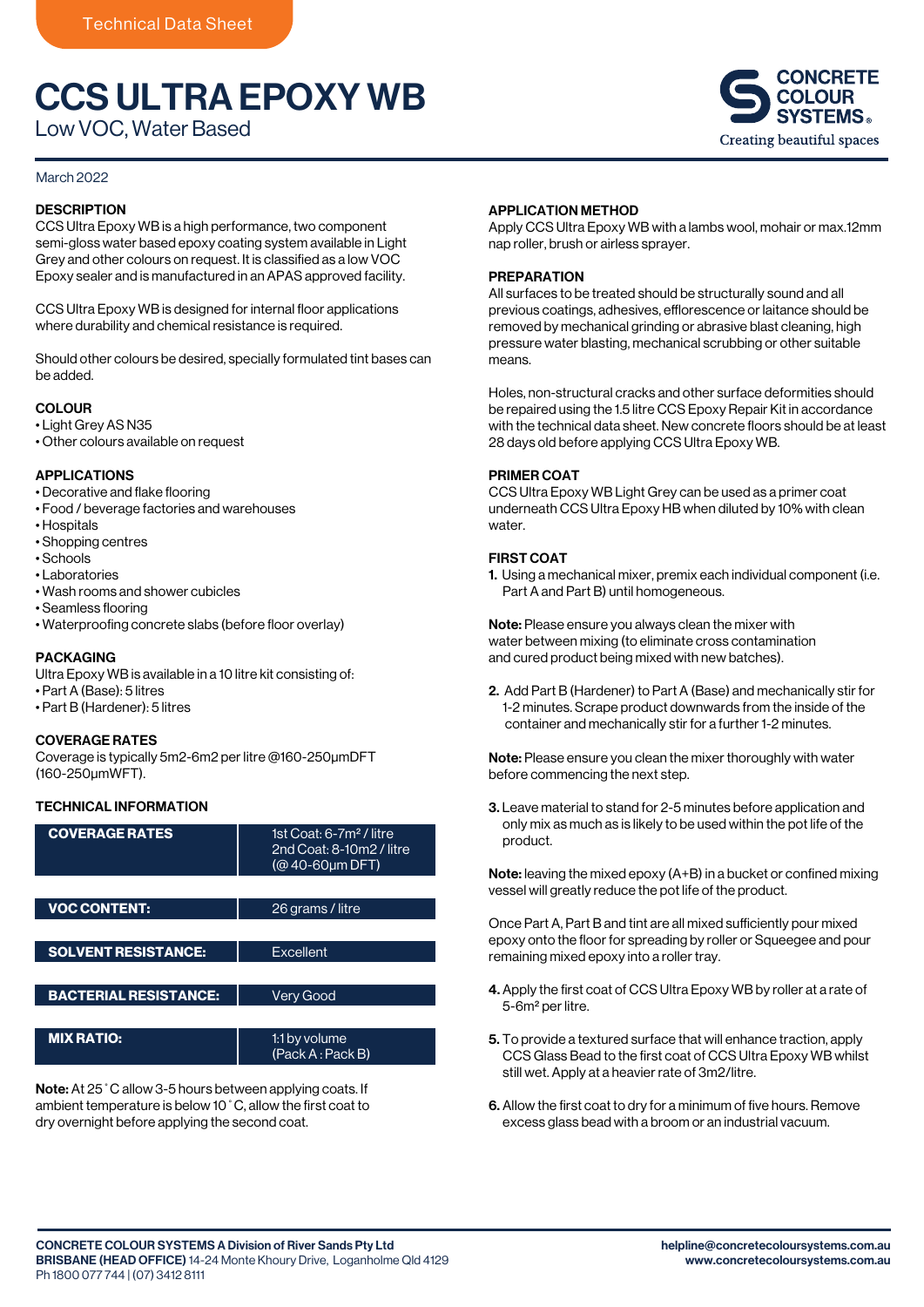Technical Data Sheet

# CCS ULTRA EPOXY WB

Low VOC, Water Based

CONCRETE COLOUR SYSTEMS®
Creating beautiful spaces

March 2022

## DESCRIPTION

CCS Ultra Epoxy WB is a high performance, two component semi-gloss water based epoxy coating system available in Light Grey and other colours on request. It is classified as a low VOC Epoxy sealer and is manufactured in an APAS approved facility.

CCS Ultra Epoxy WB is designed for internal floor applications where durability and chemical resistance is required.

Should other colours be desired, specially formulated tint bases can be added.

## COLOUR

- Light Grey AS N35
- Other colours available on request

## APPLICATIONS

- Decorative and flake flooring
- Food / beverage factories and warehouses
- Hospitals
- Shopping centres
- Schools
- Laboratories
- Wash rooms and shower cubicles
- Seamless flooring
- Waterproofing concrete slabs (before floor overlay)

## PACKAGING

Ultra Epoxy WB is available in a 10 litre kit consisting of:

- Part A (Base): 5 litres
- Part B (Hardener): 5 litres

## COVERAGE RATES

Coverage is typically 5m2-6m2 per litre @160-250µmDFT (160-250µmWFT).

## TECHNICAL INFORMATION

| | |
|---|---|
| **COVERAGE RATES** | 1st Coat: 6-7m² / litre<br>2nd Coat: 8-10m2 / litre<br>(@ 40-60µm DFT) |
| **VOC CONTENT:** | 26 grams / litre |
| **SOLVENT RESISTANCE:** | Excellent |
| **BACTERIAL RESISTANCE:** | Very Good |
| **MIX RATIO:** | 1:1 by volume<br>(Pack A : Pack B) |

**Note:** At 25˚C allow 3-5 hours between applying coats. If ambient temperature is below 10˚C, allow the first coat to dry overnight before applying the second coat.

## APPLICATION METHOD

Apply CCS Ultra Epoxy WB with a lambs wool, mohair or max.12mm nap roller, brush or airless sprayer.

## PREPARATION

All surfaces to be treated should be structurally sound and all previous coatings, adhesives, efflorescence or laitance should be removed by mechanical grinding or abrasive blast cleaning, high pressure water blasting, mechanical scrubbing or other suitable means.

Holes, non-structural cracks and other surface deformities should be repaired using the 1.5 litre CCS Epoxy Repair Kit in accordance with the technical data sheet. New concrete floors should be at least 28 days old before applying CCS Ultra Epoxy WB.

## PRIMER COAT

CCS Ultra Epoxy WB Light Grey can be used as a primer coat underneath CCS Ultra Epoxy HB when diluted by 10% with clean water.

## FIRST COAT

1. Using a mechanical mixer, premix each individual component (i.e. Part A and Part B) until homogeneous.

**Note:** Please ensure you always clean the mixer with water between mixing (to eliminate cross contamination and cured product being mixed with new batches).

2. Add Part B (Hardener) to Part A (Base) and mechanically stir for 1-2 minutes. Scrape product downwards from the inside of the container and mechanically stir for a further 1-2 minutes.

**Note:** Please ensure you clean the mixer thoroughly with water before commencing the next step.

3. Leave material to stand for 2-5 minutes before application and only mix as much as is likely to be used within the pot life of the product.

**Note:** leaving the mixed epoxy (A+B) in a bucket or confined mixing vessel will greatly reduce the pot life of the product.

Once Part A, Part B and tint are all mixed sufficiently pour mixed epoxy onto the floor for spreading by roller or Squeegee and pour remaining mixed epoxy into a roller tray.

4. Apply the first coat of CCS Ultra Epoxy WB by roller at a rate of 5-6m² per litre.

5. To provide a textured surface that will enhance traction, apply CCS Glass Bead to the first coat of CCS Ultra Epoxy WB whilst still wet. Apply at a heavier rate of 3m2/litre.

6. Allow the first coat to dry for a minimum of five hours. Remove excess glass bead with a broom or an industrial vacuum.

**CONCRETE COLOUR SYSTEMS A Division of River Sands Pty Ltd**
**BRISBANE (HEAD OFFICE)** 14-24 Monte Khoury Drive, Loganholme Qld 4129
Ph 1800 077 744 | (07) 3412 8111

**helpline@concretecoloursystems.com.au**
**www.concretecoloursystems.com.au**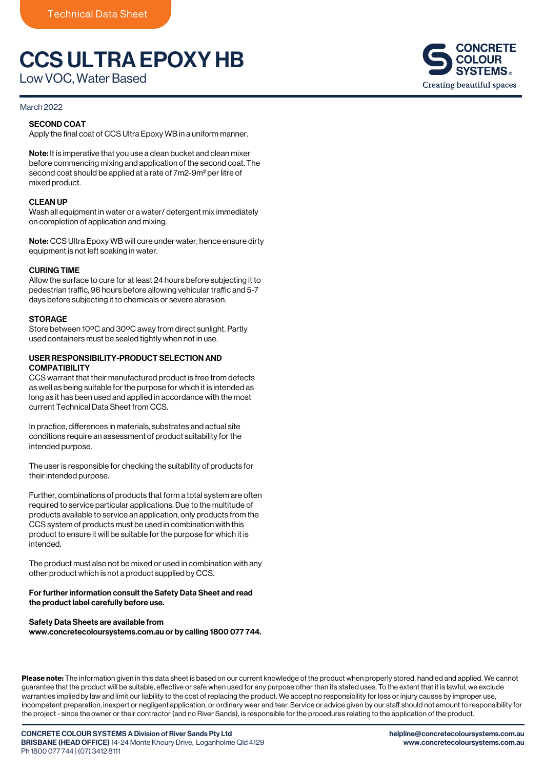# CCS ULTRA EPOXY HB

Low VOC, Water Based

March 2022

### SECOND COAT

Apply the final coat of CCS Ultra Epoxy WB in a uniform manner.

**Note:** It is imperative that you use a clean bucket and clean mixer before commencing mixing and application of the second coat. The second coat should be applied at a rate of 7m2-9m² per litre of mixed product.

### CLEAN UP

Wash all equipment in water or a water/ detergent mix immediately on completion of application and mixing.

**Note:** CCS Ultra Epoxy WB will cure under water; hence ensure dirty equipment is not left soaking in water.

### CURING TIME

Allow the surface to cure for at least 24 hours before subjecting it to pedestrian traffic, 96 hours before allowing vehicular traffic and 5-7 days before subjecting it to chemicals or severe abrasion.

### STORAGE

Store between 10ºC and 30ºC away from direct sunlight. Partly used containers must be sealed tightly when not in use.

### USER RESPONSIBILITY-PRODUCT SELECTION AND COMPATIBILITY

CCS warrant that their manufactured product is free from defects as well as being suitable for the purpose for which it is intended as long as it has been used and applied in accordance with the most current Technical Data Sheet from CCS.

In practice, differences in materials, substrates and actual site conditions require an assessment of product suitability for the intended purpose.

The user is responsible for checking the suitability of products for their intended purpose.

Further, combinations of products that form a total system are often required to service particular applications. Due to the multitude of products available to service an application, only products from the CCS system of products must be used in combination with this product to ensure it will be suitable for the purpose for which it is intended.

The product must also not be mixed or used in combination with any other product which is not a product supplied by CCS.

**For further information consult the Safety Data Sheet and read the product label carefully before use.**

**Safety Data Sheets are available from www.concretecoloursystems.com.au or by calling 1800 077 744.**

**Please note:** The information given in this data sheet is based on our current knowledge of the product when properly stored, handled and applied. We cannot guarantee that the product will be suitable, effective or safe when used for any purpose other than its stated uses. To the extent that it is lawful, we exclude warranties implied by law and limit our liability to the cost of replacing the product. We accept no responsibility for loss or injury causes by improper use, incompetent preparation, inexpert or negligent application, or ordinary wear and tear. Service or advice given by our staff should not amount to responsibility for the project - since the owner or their contractor (and no River Sands), is responsible for the procedures relating to the application of the product.

**CONCRETE COLOUR SYSTEMS A Division of River Sands Pty Ltd**
**BRISBANE (HEAD OFFICE)** 14-24 Monte Khoury Drive, Loganholme Qld 4129
Ph 1800 077 744 | (07) 3412 8111

**helpline@concretecoloursystems.com.au**
**www.concretecoloursystems.com.au**